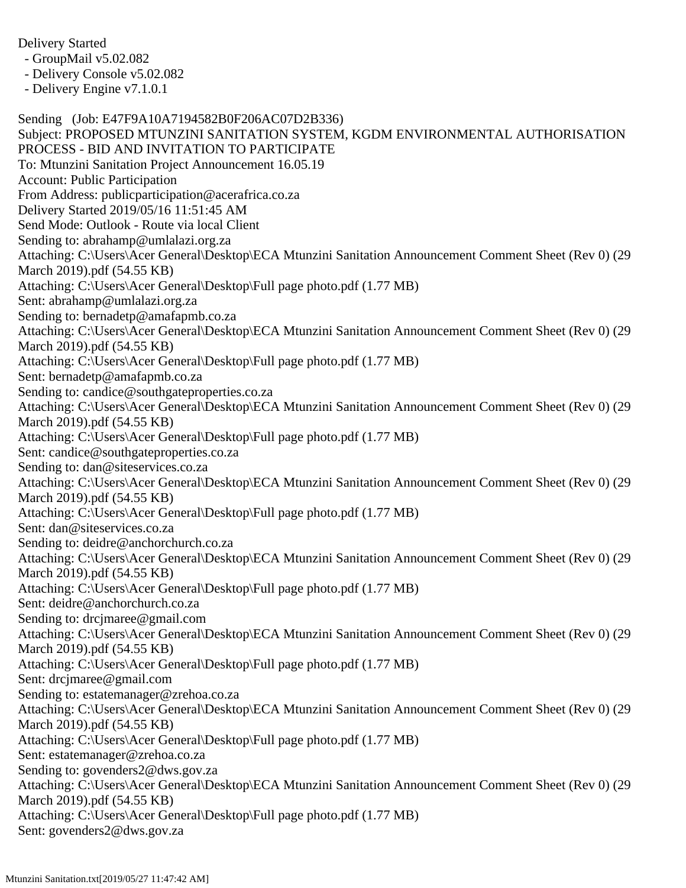Delivery Started
- GroupMail v5.02.082
- Delivery Console v5.02.082
- Delivery Engine v7.1.0.1

Sending (Job: E47F9A10A7194582B0F206AC07D2B336)
Subject: PROPOSED MTUNZINI SANITATION SYSTEM, KGDM ENVIRONMENTAL AUTHORISATION PROCESS - BID AND INVITATION TO PARTICIPATE
To: Mtunzini Sanitation Project Announcement 16.05.19
Account: Public Participation
From Address: publicparticipation@acerafrica.co.za
Delivery Started 2019/05/16 11:51:45 AM
Send Mode: Outlook - Route via local Client
Sending to: abrahamp@umlalazi.org.za
Attaching: C:\Users\Acer General\Desktop\ECA Mtunzini Sanitation Announcement Comment Sheet (Rev 0) (29 March 2019).pdf (54.55 KB)
Attaching: C:\Users\Acer General\Desktop\Full page photo.pdf (1.77 MB)
Sent: abrahamp@umlalazi.org.za
Sending to: bernadetp@amafapmb.co.za
Attaching: C:\Users\Acer General\Desktop\ECA Mtunzini Sanitation Announcement Comment Sheet (Rev 0) (29 March 2019).pdf (54.55 KB)
Attaching: C:\Users\Acer General\Desktop\Full page photo.pdf (1.77 MB)
Sent: bernadetp@amafapmb.co.za
Sending to: candice@southgateproperties.co.za
Attaching: C:\Users\Acer General\Desktop\ECA Mtunzini Sanitation Announcement Comment Sheet (Rev 0) (29 March 2019).pdf (54.55 KB)
Attaching: C:\Users\Acer General\Desktop\Full page photo.pdf (1.77 MB)
Sent: candice@southgateproperties.co.za
Sending to: dan@siteservices.co.za
Attaching: C:\Users\Acer General\Desktop\ECA Mtunzini Sanitation Announcement Comment Sheet (Rev 0) (29 March 2019).pdf (54.55 KB)
Attaching: C:\Users\Acer General\Desktop\Full page photo.pdf (1.77 MB)
Sent: dan@siteservices.co.za
Sending to: deidre@anchorchurch.co.za
Attaching: C:\Users\Acer General\Desktop\ECA Mtunzini Sanitation Announcement Comment Sheet (Rev 0) (29 March 2019).pdf (54.55 KB)
Attaching: C:\Users\Acer General\Desktop\Full page photo.pdf (1.77 MB)
Sent: deidre@anchorchurch.co.za
Sending to: drcjmaree@gmail.com
Attaching: C:\Users\Acer General\Desktop\ECA Mtunzini Sanitation Announcement Comment Sheet (Rev 0) (29 March 2019).pdf (54.55 KB)
Attaching: C:\Users\Acer General\Desktop\Full page photo.pdf (1.77 MB)
Sent: drcjmaree@gmail.com
Sending to: estatemanager@zrehoa.co.za
Attaching: C:\Users\Acer General\Desktop\ECA Mtunzini Sanitation Announcement Comment Sheet (Rev 0) (29 March 2019).pdf (54.55 KB)
Attaching: C:\Users\Acer General\Desktop\Full page photo.pdf (1.77 MB)
Sent: estatemanager@zrehoa.co.za
Sending to: govenders2@dws.gov.za
Attaching: C:\Users\Acer General\Desktop\ECA Mtunzini Sanitation Announcement Comment Sheet (Rev 0) (29 March 2019).pdf (54.55 KB)
Attaching: C:\Users\Acer General\Desktop\Full page photo.pdf (1.77 MB)
Sent: govenders2@dws.gov.za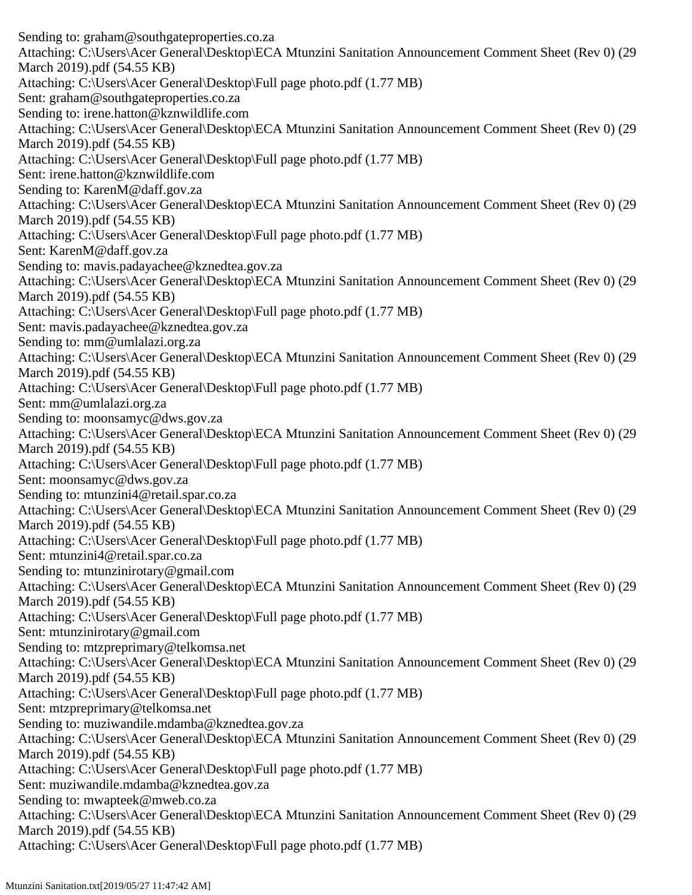Sending to: graham@southgateproperties.co.za
Attaching: C:\Users\Acer General\Desktop\ECA Mtunzini Sanitation Announcement Comment Sheet (Rev 0) (29 March 2019).pdf (54.55 KB)
Attaching: C:\Users\Acer General\Desktop\Full page photo.pdf (1.77 MB)
Sent: graham@southgateproperties.co.za
Sending to: irene.hatton@kznwildlife.com
Attaching: C:\Users\Acer General\Desktop\ECA Mtunzini Sanitation Announcement Comment Sheet (Rev 0) (29 March 2019).pdf (54.55 KB)
Attaching: C:\Users\Acer General\Desktop\Full page photo.pdf (1.77 MB)
Sent: irene.hatton@kznwildlife.com
Sending to: KarenM@daff.gov.za
Attaching: C:\Users\Acer General\Desktop\ECA Mtunzini Sanitation Announcement Comment Sheet (Rev 0) (29 March 2019).pdf (54.55 KB)
Attaching: C:\Users\Acer General\Desktop\Full page photo.pdf (1.77 MB)
Sent: KarenM@daff.gov.za
Sending to: mavis.padayachee@kznedtea.gov.za
Attaching: C:\Users\Acer General\Desktop\ECA Mtunzini Sanitation Announcement Comment Sheet (Rev 0) (29 March 2019).pdf (54.55 KB)
Attaching: C:\Users\Acer General\Desktop\Full page photo.pdf (1.77 MB)
Sent: mavis.padayachee@kznedtea.gov.za
Sending to: mm@umlalazi.org.za
Attaching: C:\Users\Acer General\Desktop\ECA Mtunzini Sanitation Announcement Comment Sheet (Rev 0) (29 March 2019).pdf (54.55 KB)
Attaching: C:\Users\Acer General\Desktop\Full page photo.pdf (1.77 MB)
Sent: mm@umlalazi.org.za
Sending to: moonsamyc@dws.gov.za
Attaching: C:\Users\Acer General\Desktop\ECA Mtunzini Sanitation Announcement Comment Sheet (Rev 0) (29 March 2019).pdf (54.55 KB)
Attaching: C:\Users\Acer General\Desktop\Full page photo.pdf (1.77 MB)
Sent: moonsamyc@dws.gov.za
Sending to: mtunzini4@retail.spar.co.za
Attaching: C:\Users\Acer General\Desktop\ECA Mtunzini Sanitation Announcement Comment Sheet (Rev 0) (29 March 2019).pdf (54.55 KB)
Attaching: C:\Users\Acer General\Desktop\Full page photo.pdf (1.77 MB)
Sent: mtunzini4@retail.spar.co.za
Sending to: mtunzinirotary@gmail.com
Attaching: C:\Users\Acer General\Desktop\ECA Mtunzini Sanitation Announcement Comment Sheet (Rev 0) (29 March 2019).pdf (54.55 KB)
Attaching: C:\Users\Acer General\Desktop\Full page photo.pdf (1.77 MB)
Sent: mtunzinirotary@gmail.com
Sending to: mtzpreprimary@telkomsa.net
Attaching: C:\Users\Acer General\Desktop\ECA Mtunzini Sanitation Announcement Comment Sheet (Rev 0) (29 March 2019).pdf (54.55 KB)
Attaching: C:\Users\Acer General\Desktop\Full page photo.pdf (1.77 MB)
Sent: mtzpreprimary@telkomsa.net
Sending to: muziwandile.mdamba@kznedtea.gov.za
Attaching: C:\Users\Acer General\Desktop\ECA Mtunzini Sanitation Announcement Comment Sheet (Rev 0) (29 March 2019).pdf (54.55 KB)
Attaching: C:\Users\Acer General\Desktop\Full page photo.pdf (1.77 MB)
Sent: muziwandile.mdamba@kznedtea.gov.za
Sending to: mwapteek@mweb.co.za
Attaching: C:\Users\Acer General\Desktop\ECA Mtunzini Sanitation Announcement Comment Sheet (Rev 0) (29 March 2019).pdf (54.55 KB)
Attaching: C:\Users\Acer General\Desktop\Full page photo.pdf (1.77 MB)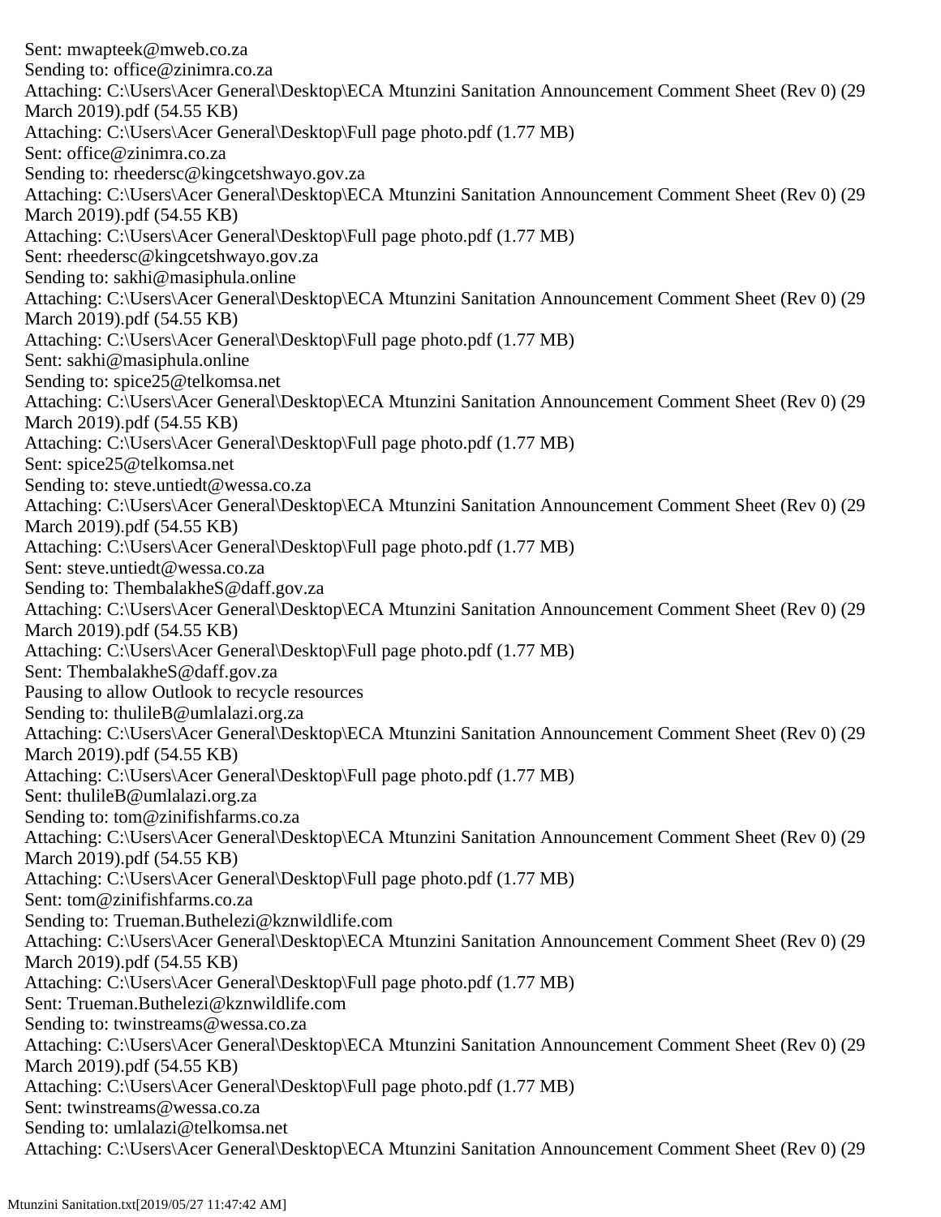Sent: mwapteek@mweb.co.za
Sending to: office@zinimra.co.za
Attaching: C:\Users\Acer General\Desktop\ECA Mtunzini Sanitation Announcement Comment Sheet (Rev 0) (29 March 2019).pdf (54.55 KB)
Attaching: C:\Users\Acer General\Desktop\Full page photo.pdf (1.77 MB)
Sent: office@zinimra.co.za
Sending to: rheedersc@kingcetshwayo.gov.za
Attaching: C:\Users\Acer General\Desktop\ECA Mtunzini Sanitation Announcement Comment Sheet (Rev 0) (29 March 2019).pdf (54.55 KB)
Attaching: C:\Users\Acer General\Desktop\Full page photo.pdf (1.77 MB)
Sent: rheedersc@kingcetshwayo.gov.za
Sending to: sakhi@masiphula.online
Attaching: C:\Users\Acer General\Desktop\ECA Mtunzini Sanitation Announcement Comment Sheet (Rev 0) (29 March 2019).pdf (54.55 KB)
Attaching: C:\Users\Acer General\Desktop\Full page photo.pdf (1.77 MB)
Sent: sakhi@masiphula.online
Sending to: spice25@telkomsa.net
Attaching: C:\Users\Acer General\Desktop\ECA Mtunzini Sanitation Announcement Comment Sheet (Rev 0) (29 March 2019).pdf (54.55 KB)
Attaching: C:\Users\Acer General\Desktop\Full page photo.pdf (1.77 MB)
Sent: spice25@telkomsa.net
Sending to: steve.untiedt@wessa.co.za
Attaching: C:\Users\Acer General\Desktop\ECA Mtunzini Sanitation Announcement Comment Sheet (Rev 0) (29 March 2019).pdf (54.55 KB)
Attaching: C:\Users\Acer General\Desktop\Full page photo.pdf (1.77 MB)
Sent: steve.untiedt@wessa.co.za
Sending to: ThembalakheS@daff.gov.za
Attaching: C:\Users\Acer General\Desktop\ECA Mtunzini Sanitation Announcement Comment Sheet (Rev 0) (29 March 2019).pdf (54.55 KB)
Attaching: C:\Users\Acer General\Desktop\Full page photo.pdf (1.77 MB)
Sent: ThembalakheS@daff.gov.za
Pausing to allow Outlook to recycle resources
Sending to: thulileB@umlalazi.org.za
Attaching: C:\Users\Acer General\Desktop\ECA Mtunzini Sanitation Announcement Comment Sheet (Rev 0) (29 March 2019).pdf (54.55 KB)
Attaching: C:\Users\Acer General\Desktop\Full page photo.pdf (1.77 MB)
Sent: thulileB@umlalazi.org.za
Sending to: tom@zinifishfarms.co.za
Attaching: C:\Users\Acer General\Desktop\ECA Mtunzini Sanitation Announcement Comment Sheet (Rev 0) (29 March 2019).pdf (54.55 KB)
Attaching: C:\Users\Acer General\Desktop\Full page photo.pdf (1.77 MB)
Sent: tom@zinifishfarms.co.za
Sending to: Trueman.Buthelezi@kznwildlife.com
Attaching: C:\Users\Acer General\Desktop\ECA Mtunzini Sanitation Announcement Comment Sheet (Rev 0) (29 March 2019).pdf (54.55 KB)
Attaching: C:\Users\Acer General\Desktop\Full page photo.pdf (1.77 MB)
Sent: Trueman.Buthelezi@kznwildlife.com
Sending to: twinstreams@wessa.co.za
Attaching: C:\Users\Acer General\Desktop\ECA Mtunzini Sanitation Announcement Comment Sheet (Rev 0) (29 March 2019).pdf (54.55 KB)
Attaching: C:\Users\Acer General\Desktop\Full page photo.pdf (1.77 MB)
Sent: twinstreams@wessa.co.za
Sending to: umlalazi@telkomsa.net
Attaching: C:\Users\Acer General\Desktop\ECA Mtunzini Sanitation Announcement Comment Sheet (Rev 0) (29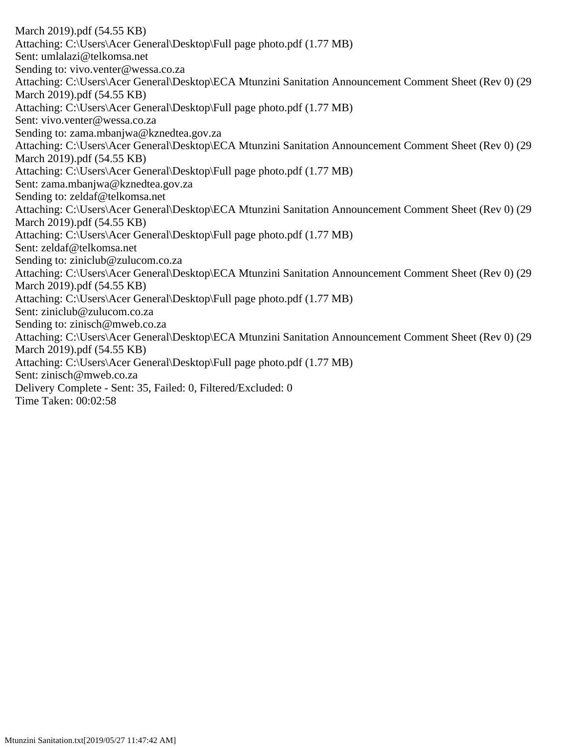March 2019).pdf (54.55 KB)
Attaching: C:\Users\Acer General\Desktop\Full page photo.pdf (1.77 MB)
Sent: umlalazi@telkomsa.net
Sending to: vivo.venter@wessa.co.za
Attaching: C:\Users\Acer General\Desktop\ECA Mtunzini Sanitation Announcement Comment Sheet (Rev 0) (29 March 2019).pdf (54.55 KB)
Attaching: C:\Users\Acer General\Desktop\Full page photo.pdf (1.77 MB)
Sent: vivo.venter@wessa.co.za
Sending to: zama.mbanjwa@kznedtea.gov.za
Attaching: C:\Users\Acer General\Desktop\ECA Mtunzini Sanitation Announcement Comment Sheet (Rev 0) (29 March 2019).pdf (54.55 KB)
Attaching: C:\Users\Acer General\Desktop\Full page photo.pdf (1.77 MB)
Sent: zama.mbanjwa@kznedtea.gov.za
Sending to: zeldaf@telkomsa.net
Attaching: C:\Users\Acer General\Desktop\ECA Mtunzini Sanitation Announcement Comment Sheet (Rev 0) (29 March 2019).pdf (54.55 KB)
Attaching: C:\Users\Acer General\Desktop\Full page photo.pdf (1.77 MB)
Sent: zeldaf@telkomsa.net
Sending to: ziniclub@zulucom.co.za
Attaching: C:\Users\Acer General\Desktop\ECA Mtunzini Sanitation Announcement Comment Sheet (Rev 0) (29 March 2019).pdf (54.55 KB)
Attaching: C:\Users\Acer General\Desktop\Full page photo.pdf (1.77 MB)
Sent: ziniclub@zulucom.co.za
Sending to: zinisch@mweb.co.za
Attaching: C:\Users\Acer General\Desktop\ECA Mtunzini Sanitation Announcement Comment Sheet (Rev 0) (29 March 2019).pdf (54.55 KB)
Attaching: C:\Users\Acer General\Desktop\Full page photo.pdf (1.77 MB)
Sent: zinisch@mweb.co.za
Delivery Complete - Sent: 35, Failed: 0, Filtered/Excluded: 0
Time Taken: 00:02:58